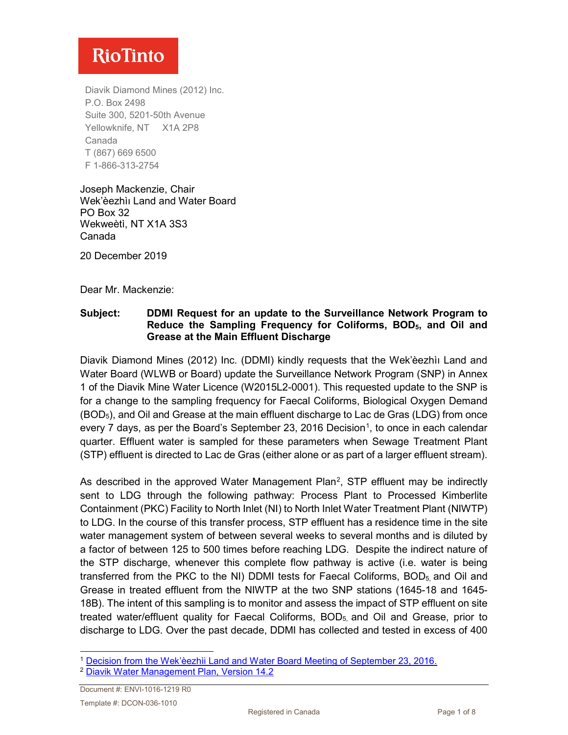RioTinto

Diavik Diamond Mines (2012) Inc.
P.O. Box 2498
Suite 300, 5201-50th Avenue
Yellowknife, NT X1A 2P8
Canada
T (867) 669 6500
F 1-866-313-2754

Joseph Mackenzie, Chair
Wek'èezhìı Land and Water Board
PO Box 32
Wekweètì, NT X1A 3S3
Canada

20 December 2019

Dear Mr. Mackenzie:

**Subject: DDMI Request for an update to the Surveillance Network Program to Reduce the Sampling Frequency for Coliforms, $BOD_5$, and Oil and Grease at the Main Effluent Discharge**

Diavik Diamond Mines (2012) Inc. (DDMI) kindly requests that the Wek'èezhìı Land and Water Board (WLWB or Board) update the Surveillance Network Program (SNP) in Annex 1 of the Diavik Mine Water Licence (W2015L2-0001). This requested update to the SNP is for a change to the sampling frequency for Faecal Coliforms, Biological Oxygen Demand ($BOD_5$), and Oil and Grease at the main effluent discharge to Lac de Gras (LDG) from once every 7 days, as per the Board's September 23, 2016 Decision[1], to once in each calendar quarter. Effluent water is sampled for these parameters when Sewage Treatment Plant (STP) effluent is directed to Lac de Gras (either alone or as part of a larger effluent stream).

As described in the approved Water Management Plan[2], STP effluent may be indirectly sent to LDG through the following pathway: Process Plant to Processed Kimberlite Containment (PKC) Facility to North Inlet (NI) to North Inlet Water Treatment Plant (NIWTP) to LDG. In the course of this transfer process, STP effluent has a residence time in the site water management system of between several weeks to several months and is diluted by a factor of between 125 to 500 times before reaching LDG. Despite the indirect nature of the STP discharge, whenever this complete flow pathway is active (i.e. water is being transferred from the PKC to the NI) DDMI tests for Faecal Coliforms, $BOD_5$, and Oil and Grease in treated effluent from the NIWTP at the two SNP stations (1645-18 and 1645-18B). The intent of this sampling is to monitor and assess the impact of STP effluent on site treated water/effluent quality for Faecal Coliforms, $BOD_5$, and Oil and Grease, prior to discharge to LDG. Over the past decade, DDMI has collected and tested in excess of 400

---

[1] Decision from the Wek'èezhìi Land and Water Board Meeting of September 23, 2016.

[2] Diavik Water Management Plan, Version 14.2

Document #: ENVI-1016-1219 R0

Template #: DCON-036-1010

Registered in Canada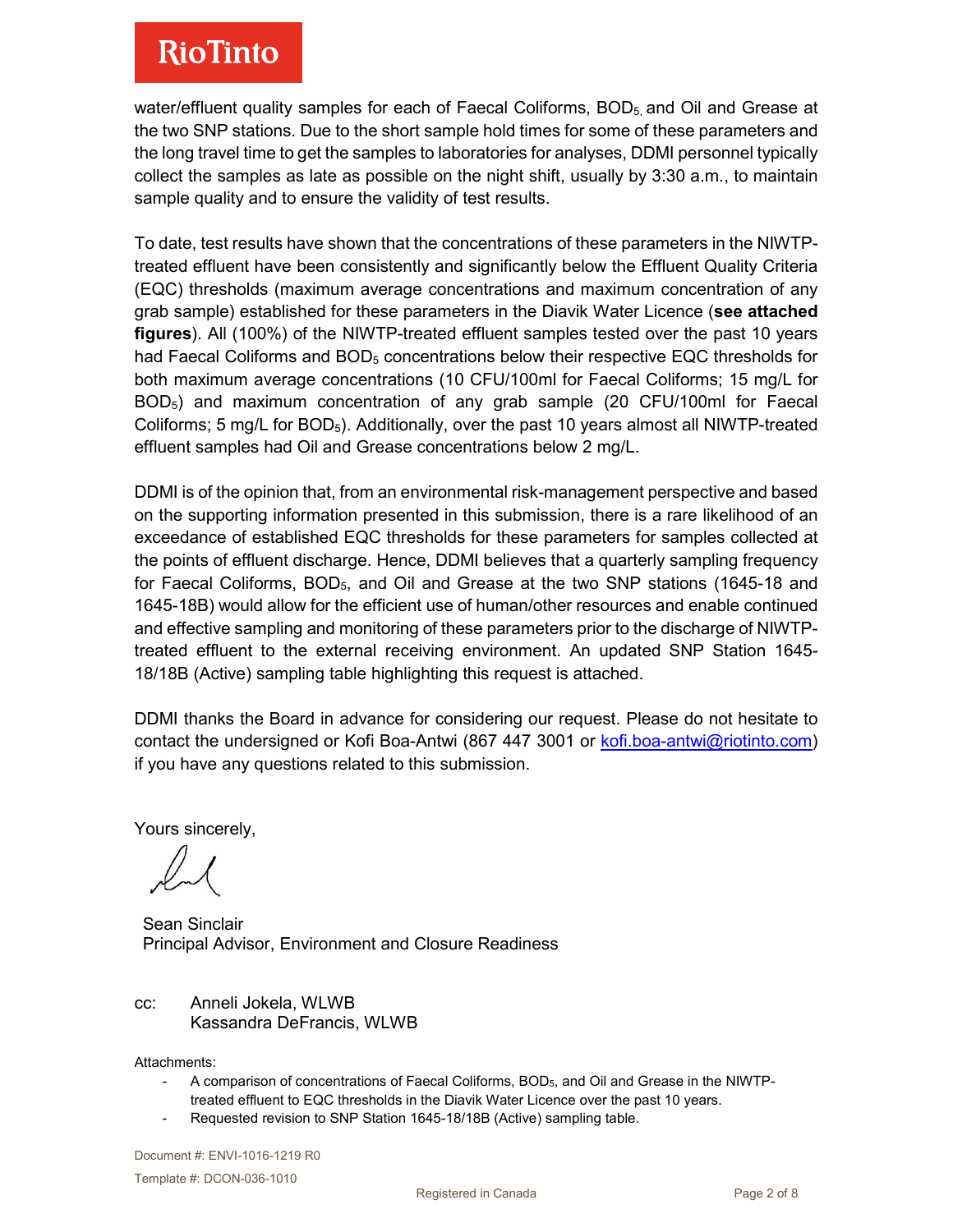water/effluent quality samples for each of Faecal Coliforms, $BOD_5$, and Oil and Grease at the two SNP stations. Due to the short sample hold times for some of these parameters and the long travel time to get the samples to laboratories for analyses, DDMI personnel typically collect the samples as late as possible on the night shift, usually by 3:30 a.m., to maintain sample quality and to ensure the validity of test results.

To date, test results have shown that the concentrations of these parameters in the NIWTP-treated effluent have been consistently and significantly below the Effluent Quality Criteria (EQC) thresholds (maximum average concentrations and maximum concentration of any grab sample) established for these parameters in the Diavik Water Licence (**see attached figures**). All (100%) of the NIWTP-treated effluent samples tested over the past 10 years had Faecal Coliforms and $BOD_5$ concentrations below their respective EQC thresholds for both maximum average concentrations (10 CFU/100ml for Faecal Coliforms; 15 mg/L for $BOD_5$) and maximum concentration of any grab sample (20 CFU/100ml for Faecal Coliforms; 5 mg/L for $BOD_5$). Additionally, over the past 10 years almost all NIWTP-treated effluent samples had Oil and Grease concentrations below 2 mg/L.

DDMI is of the opinion that, from an environmental risk-management perspective and based on the supporting information presented in this submission, there is a rare likelihood of an exceedance of established EQC thresholds for these parameters for samples collected at the points of effluent discharge. Hence, DDMI believes that a quarterly sampling frequency for Faecal Coliforms, $BOD_5$, and Oil and Grease at the two SNP stations (1645-18 and 1645-18B) would allow for the efficient use of human/other resources and enable continued and effective sampling and monitoring of these parameters prior to the discharge of NIWTP-treated effluent to the external receiving environment. An updated SNP Station 1645-18/18B (Active) sampling table highlighting this request is attached.

DDMI thanks the Board in advance for considering our request. Please do not hesitate to contact the undersigned or Kofi Boa-Antwi (867 447 3001 or kofi.boa-antwi@riotinto.com) if you have any questions related to this submission.

Yours sincerely,

Sean Sinclair
Principal Advisor, Environment and Closure Readiness

cc: Anneli Jokela, WLWB
Kassandra DeFrancis, WLWB

Attachments:

- A comparison of concentrations of Faecal Coliforms, $BOD_5$, and Oil and Grease in the NIWTP-treated effluent to EQC thresholds in the Diavik Water Licence over the past 10 years.
- Requested revision to SNP Station 1645-18/18B (Active) sampling table.

Document #: ENVI-1016-1219 R0

Template #: DCON-036-1010

Registered in Canada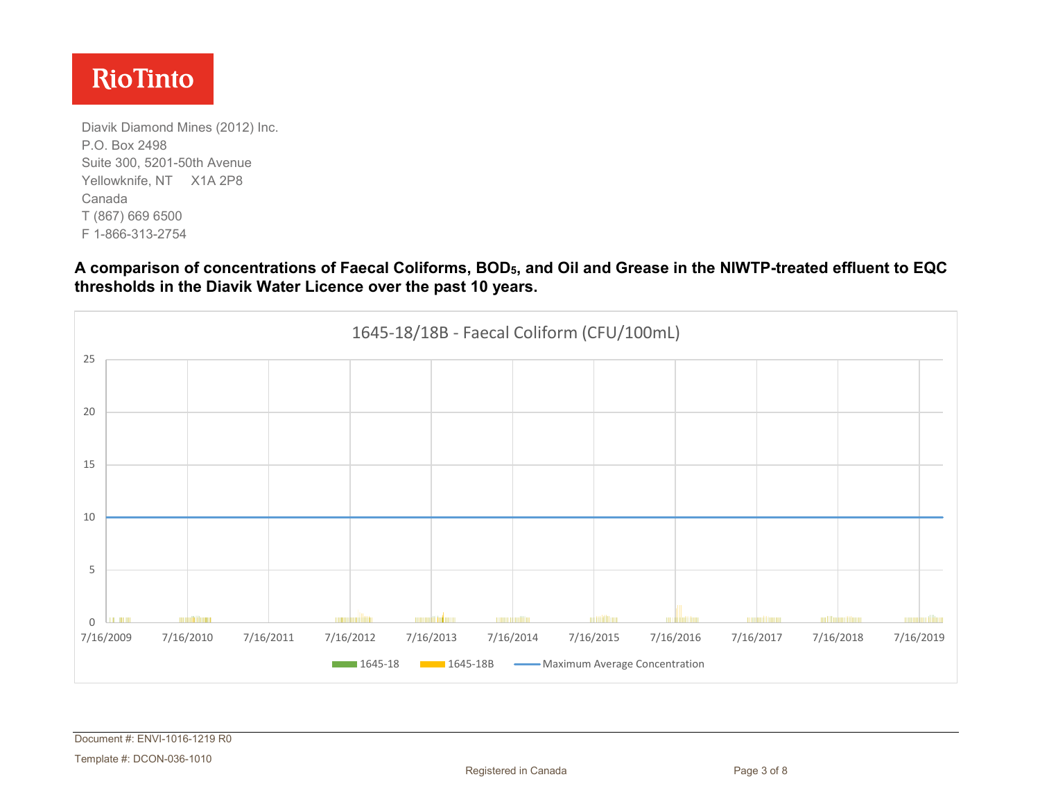Diavik Diamond Mines (2012) Inc.
P.O. Box 2498
Suite 300, 5201-50th Avenue
Yellowknife, NT X1A 2P8
Canada
T (867) 669 6500
F 1-866-313-2754

**A comparison of concentrations of Faecal Coliforms, $BOD_5$, and Oil and Grease in the NIWTP-treated effluent to EQC thresholds in the Diavik Water Licence over the past 10 years.**

1645-18/18B - Faecal Coliform (CFU/100mL)

25
20
15
10
5
0

7/16/2009 7/16/2010 7/16/2011 7/16/2012 7/16/2013 7/16/2014 7/16/2015 7/16/2016 7/16/2017 7/16/2018 7/16/2019

1645-18 1645-18B Maximum Average Concentration

Document #: ENVI-1016-1219 R0

Template #: DCON-036-1010

Registered in Canada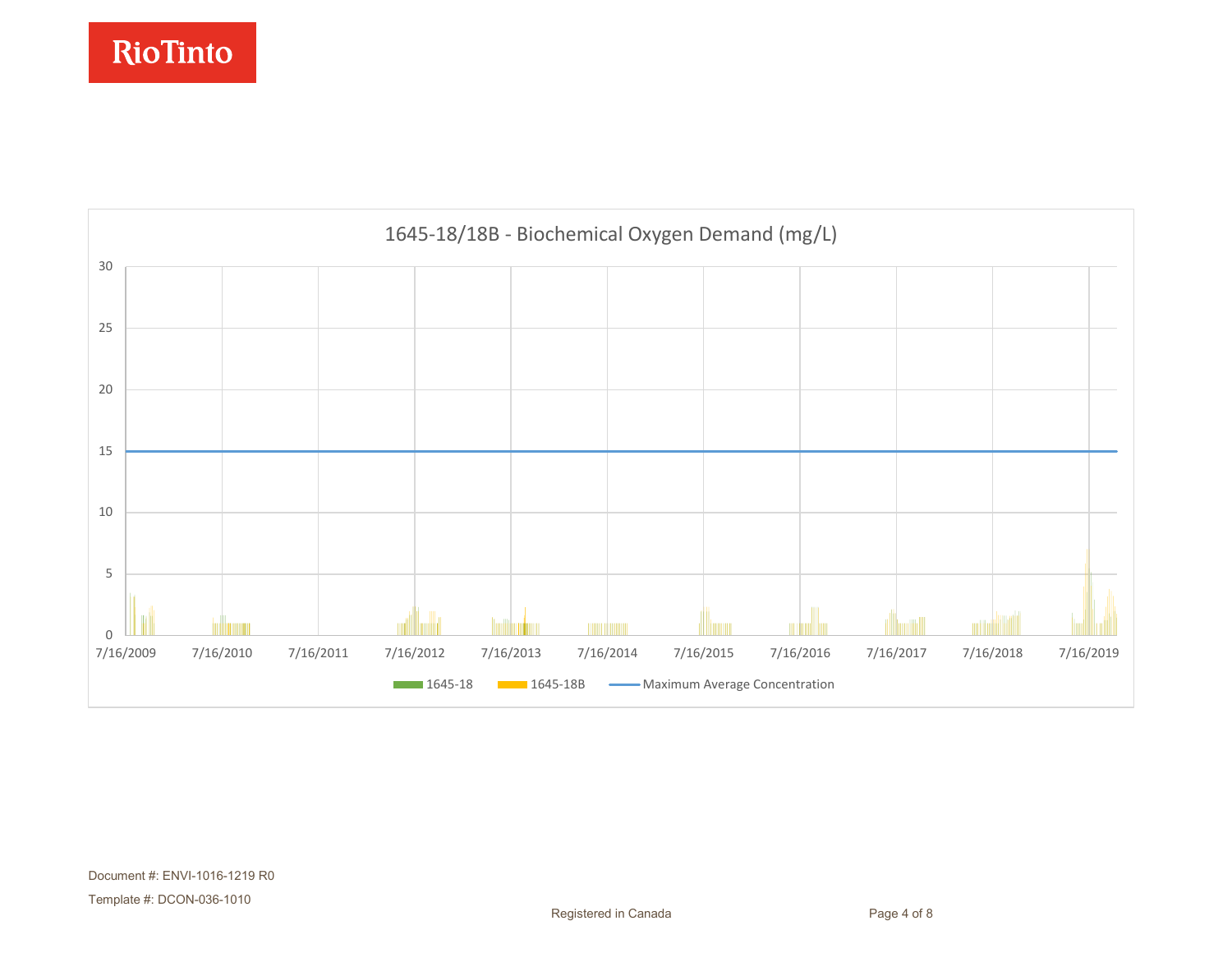**1645-18/18B - Biochemical Oxygen Demand (mg/L)**

Y-axis: 0, 5, 10, 15, 20, 25, 30

X-axis: 7/16/2009, 7/16/2010, 7/16/2011, 7/16/2012, 7/16/2013, 7/16/2014, 7/16/2015, 7/16/2016, 7/16/2017, 7/16/2018, 7/16/2019

Legend: 1645-18, 1645-18B, Maximum Average Concentration

Document #: ENVI-1016-1219 R0

Template #: DCON-036-1010

Registered in Canada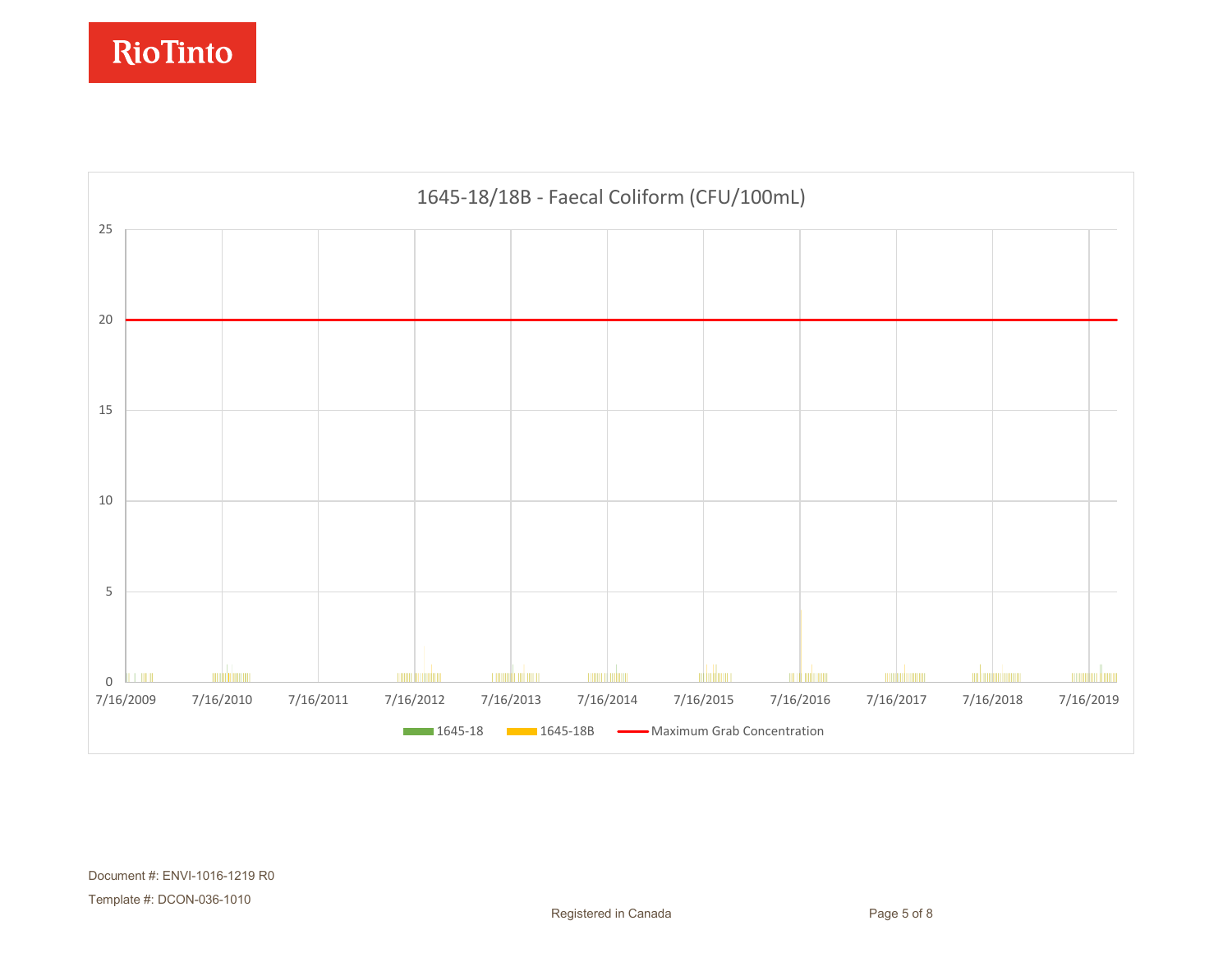## 1645-18/18B - Faecal Coliform (CFU/100mL)

25

20

15

10

5

0

7/16/2009 7/16/2010 7/16/2011 7/16/2012 7/16/2013 7/16/2014 7/16/2015 7/16/2016 7/16/2017 7/16/2018 7/16/2019

1645-18 1645-18B Maximum Grab Concentration

Document #: ENVI-1016-1219 R0

Template #: DCON-036-1010

Registered in Canada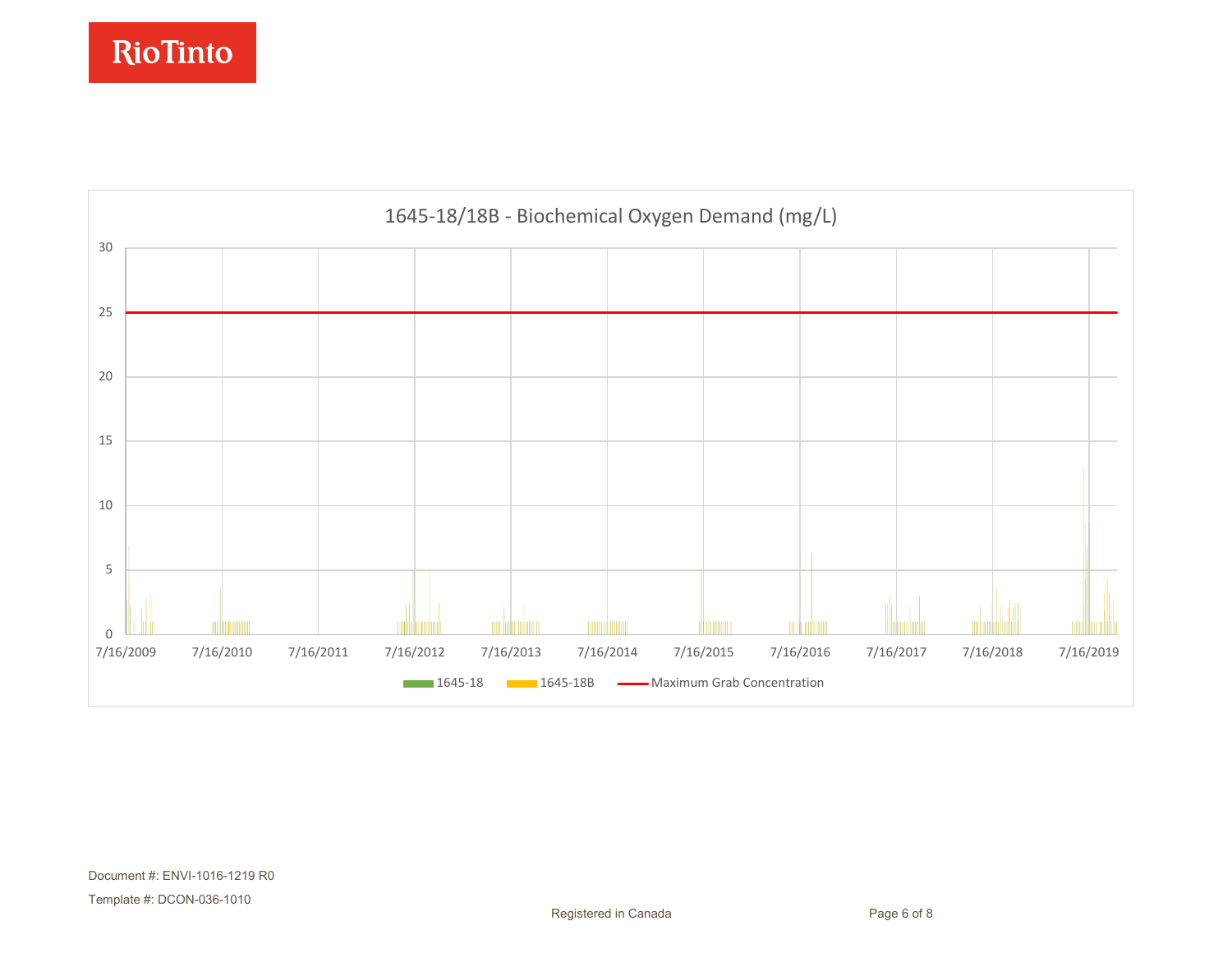1645-18/18B - Biochemical Oxygen Demand (mg/L)

30

25

20

15

10

5

0

7/16/2009 7/16/2010 7/16/2011 7/16/2012 7/16/2013 7/16/2014 7/16/2015 7/16/2016 7/16/2017 7/16/2018 7/16/2019

1645-18 1645-18B Maximum Grab Concentration

Document #: ENVI-1016-1219 R0

Template #: DCON-036-1010

Registered in Canada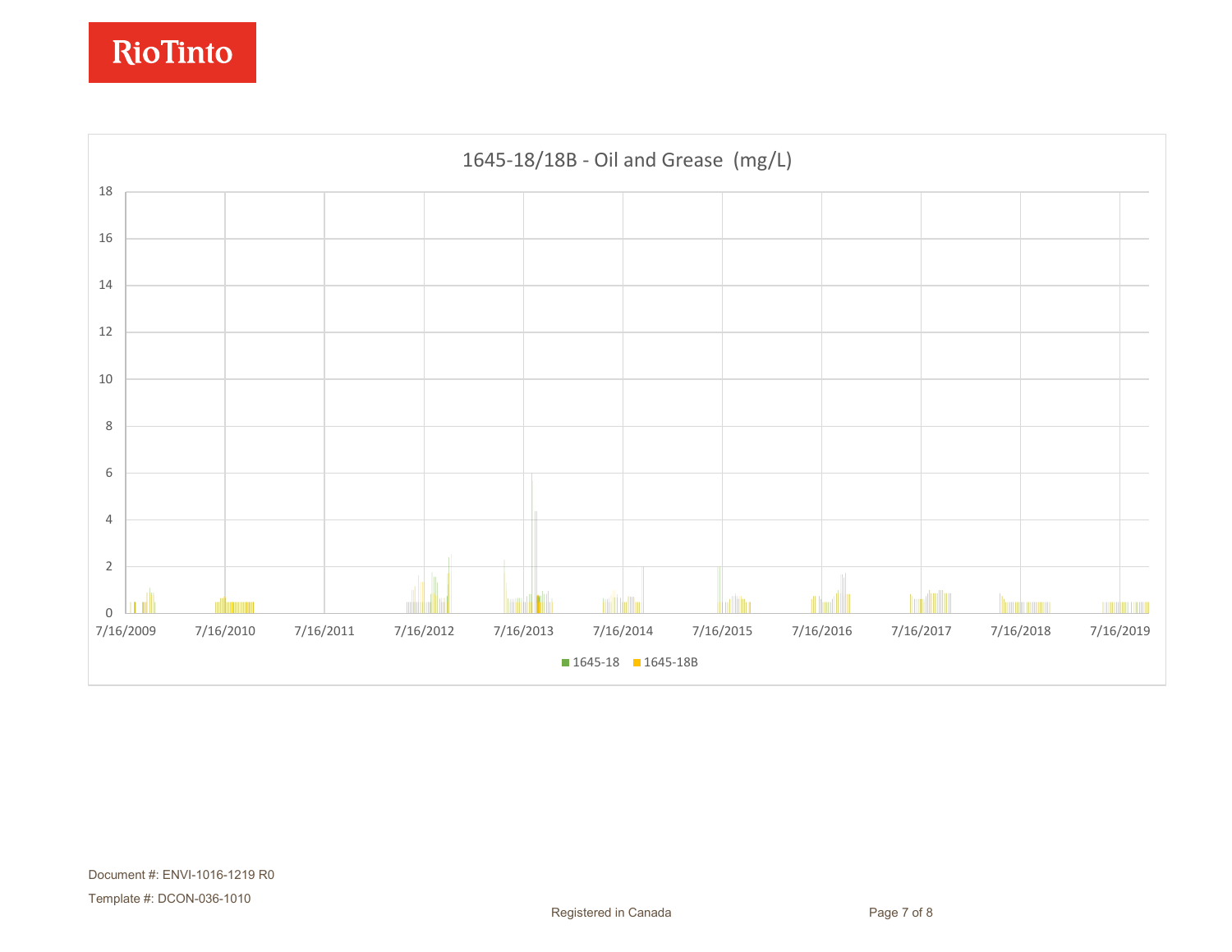RioTinto

1645-18/18B - Oil and Grease (mg/L)

18
16
14
12
10
8
6
4
2
0

7/16/2009 7/16/2010 7/16/2011 7/16/2012 7/16/2013 7/16/2014 7/16/2015 7/16/2016 7/16/2017 7/16/2018 7/16/2019

■ 1645-18 ■ 1645-18B

Document #: ENVI-1016-1219 R0

Template #: DCON-036-1010

Registered in Canada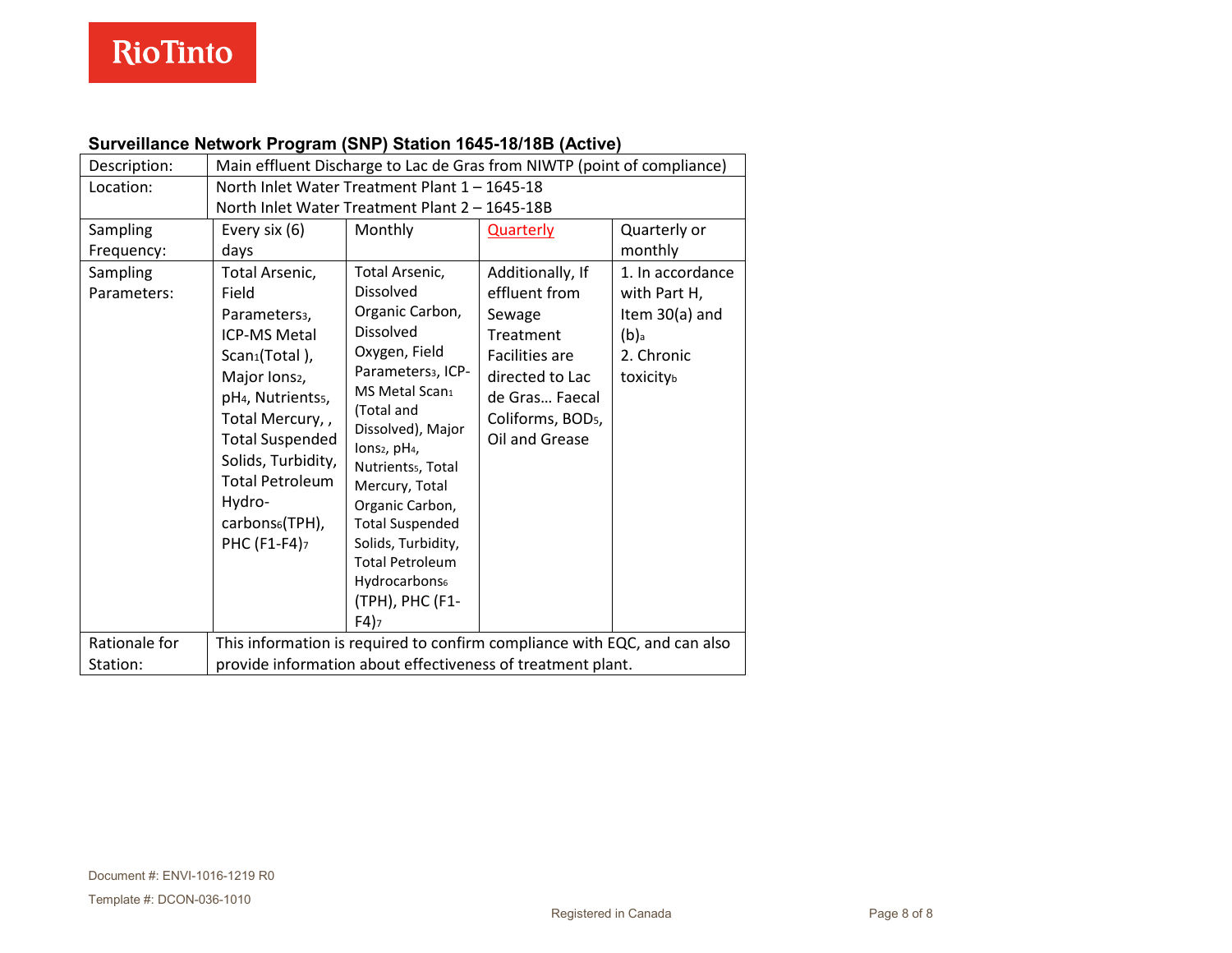### Surveillance Network Program (SNP) Station 1645-18/18B (Active)

| | | | | |
|---|---|---|---|---|
| Description: | Main effluent Discharge to Lac de Gras from NIWTP (point of compliance) | | | |
| Location: | North Inlet Water Treatment Plant 1 – 1645-18<br>North Inlet Water Treatment Plant 2 – 1645-18B | | | |
| Sampling Frequency: | Every six (6) days | Monthly | Quarterly | Quarterly or monthly |
| Sampling Parameters: | Total Arsenic, Field Parameters[3], ICP-MS Metal Scan[1](Total ), Major Ions[2], pH[4], Nutrients[5], Total Mercury, , Total Suspended Solids, Turbidity, Total Petroleum Hydro-carbons[6](TPH), PHC (F1-F4)[7] | Total Arsenic, Dissolved Organic Carbon, Dissolved Oxygen, Field Parameters[3], ICP-MS Metal Scan[1] (Total and Dissolved), Major Ions[2], pH[4], Nutrients[5], Total Mercury, Total Organic Carbon, Total Suspended Solids, Turbidity, Total Petroleum Hydrocarbons[6] (TPH), PHC (F1-F4)[7] | Additionally, If effluent from Sewage Treatment Facilities are directed to Lac de Gras… Faecal Coliforms, $BOD_5$, Oil and Grease | 1. In accordance with Part H, Item 30(a) and (b)[a]<br>2. Chronic toxicity[b] |
| Rationale for Station: | This information is required to confirm compliance with EQC, and can also provide information about effectiveness of treatment plant. | | | |

Document #: ENVI-1016-1219 R0

Template #: DCON-036-1010

Registered in Canada